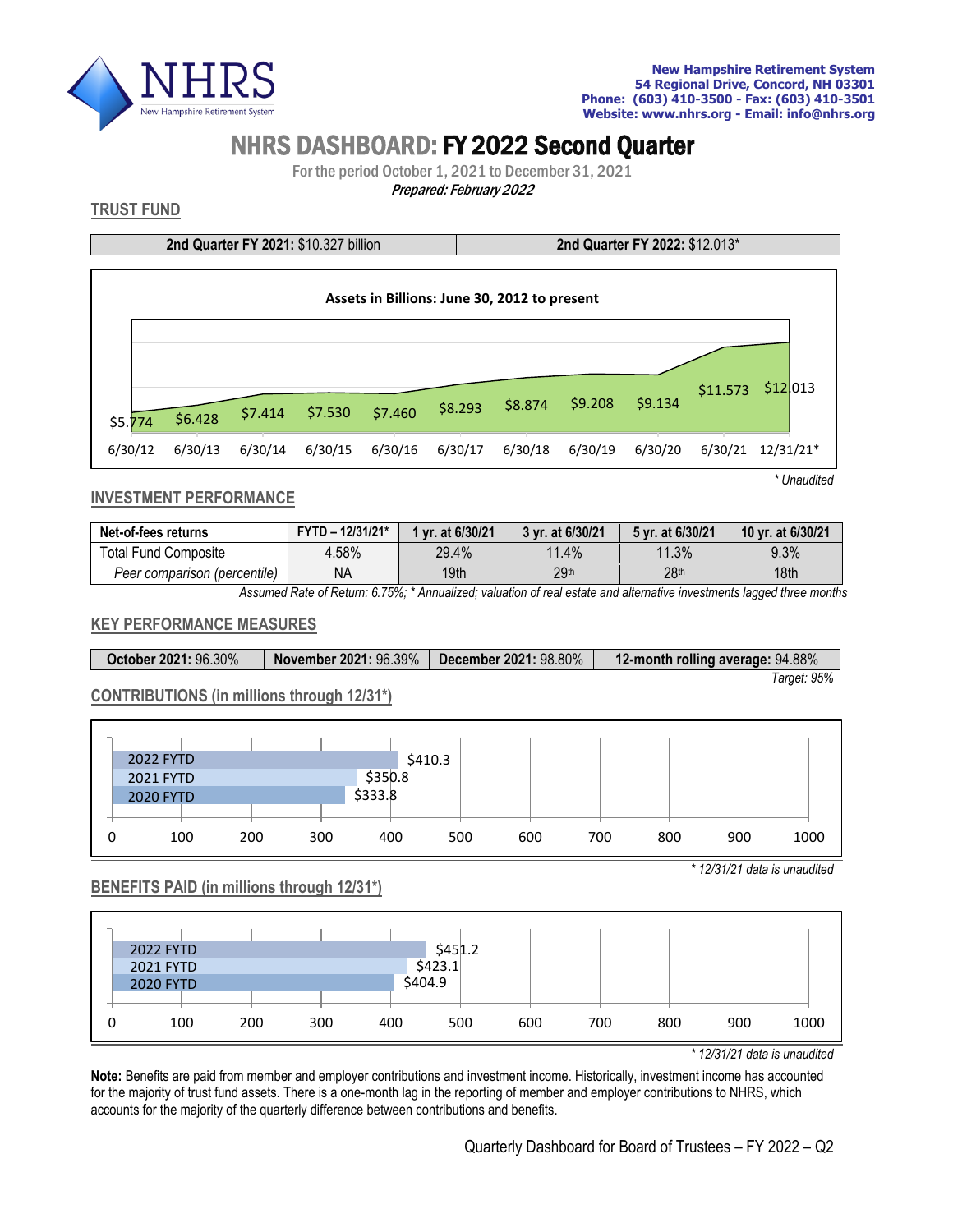New Hampshire Retirement System
54 Regional Drive, Concord, NH 03301
Phone: (603) 410-3500 - Fax: (603) 410-3501
Website: www.nhrs.org - Email: info@nhrs.org

# NHRS DASHBOARD: FY 2022 Second Quarter

For the period October 1, 2021 to December 31, 2021

***Prepared: February 2022***

## TRUST FUND

| **2nd Quarter FY 2021:** $10.327 billion | **2nd Quarter FY 2022:** $12.013* |
|---|---|

**Assets in Billions: June 30, 2012 to present**

| 6/30/12 | 6/30/13 | 6/30/14 | 6/30/15 | 6/30/16 | 6/30/17 | 6/30/18 | 6/30/19 | 6/30/20 | 6/30/21 | 12/31/21* |
|---|---|---|---|---|---|---|---|---|---|---|
| $5.774 | $6.428 | $7.414 | $7.530 | $7.460 | $8.293 | $8.874 | $9.208 | $9.134 | $11.573 | $12.013 |

*\* Unaudited*

## INVESTMENT PERFORMANCE

| Net-of-fees returns | FYTD – 12/31/21* | 1 yr. at 6/30/21 | 3 yr. at 6/30/21 | 5 yr. at 6/30/21 | 10 yr. at 6/30/21 |
|---|---|---|---|---|---|
| Total Fund Composite | 4.58% | 29.4% | 11.4% | 11.3% | 9.3% |
| *Peer comparison (percentile)* | NA | 19th | 29th | 28th | 18th |

*Assumed Rate of Return: 6.75%; \* Annualized; valuation of real estate and alternative investments lagged three months*

## KEY PERFORMANCE MEASURES

| **October 2021:** 96.30% | **November 2021:** 96.39% | **December 2021:** 98.80% | **12-month rolling average:** 94.88% |
|---|---|---|---|

*Target: 95%*

## CONTRIBUTIONS (in millions through 12/31*)

| Period | Amount |
|---|---|
| 2022 FYTD | $410.3 |
| 2021 FYTD | $350.8 |
| 2020 FYTD | $333.8 |

*\* 12/31/21 data is unaudited*

## BENEFITS PAID (in millions through 12/31*)

| Period | Amount |
|---|---|
| 2022 FYTD | $451.2 |
| 2021 FYTD | $423.1 |
| 2020 FYTD | $404.9 |

*\* 12/31/21 data is unaudited*

**Note:** Benefits are paid from member and employer contributions and investment income. Historically, investment income has accounted for the majority of trust fund assets. There is a one-month lag in the reporting of member and employer contributions to NHRS, which accounts for the majority of the quarterly difference between contributions and benefits.

Quarterly Dashboard for Board of Trustees – FY 2022 – Q2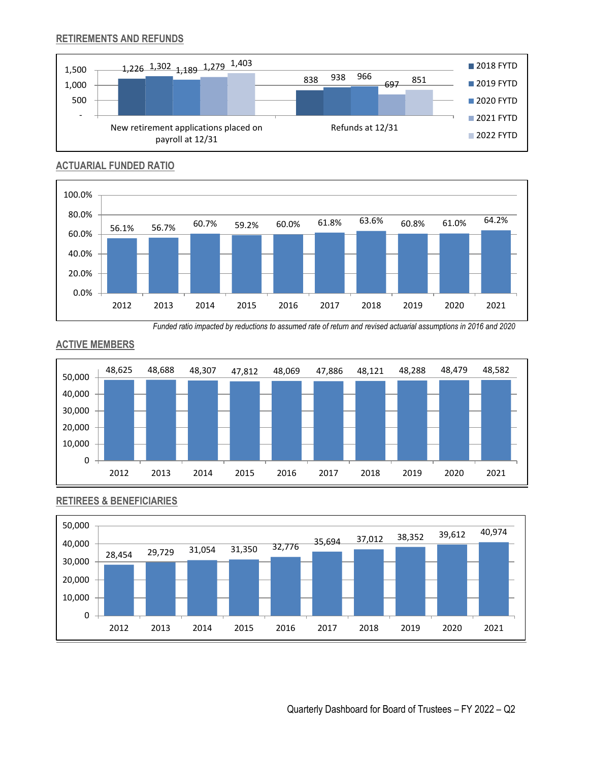## RETIREMENTS AND REFUNDS

1,500
1,000
500
-

1,226 1,302 1,189 1,279 1,403

838 938 966 697 851

New retirement applications placed on payroll at 12/31

Refunds at 12/31

2018 FYTD
2019 FYTD
2020 FYTD
2021 FYTD
2022 FYTD

## ACTUARIAL FUNDED RATIO

100.0%
80.0%
60.0%
40.0%
20.0%
0.0%

56.1% 56.7% 60.7% 59.2% 60.0% 61.8% 63.6% 60.8% 61.0% 64.2%

2012 2013 2014 2015 2016 2017 2018 2019 2020 2021

*Funded ratio impacted by reductions to assumed rate of return and revised actuarial assumptions in 2016 and 2020*

## ACTIVE MEMBERS

50,000
40,000
30,000
20,000
10,000
0

48,625 48,688 48,307 47,812 48,069 47,886 48,121 48,288 48,479 48,582

2012 2013 2014 2015 2016 2017 2018 2019 2020 2021

## RETIREES & BENEFICIARIES

50,000
40,000
30,000
20,000
10,000
0

28,454 29,729 31,054 31,350 32,776 35,694 37,012 38,352 39,612 40,974

2012 2013 2014 2015 2016 2017 2018 2019 2020 2021

Quarterly Dashboard for Board of Trustees – FY 2022 – Q2